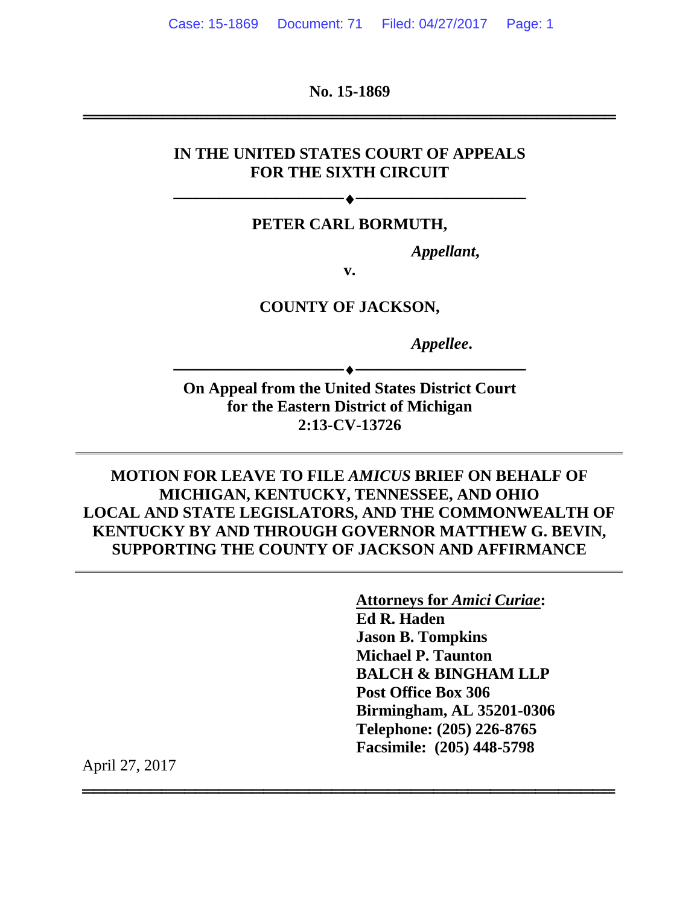**No. 15-1869**

---

**IN THE UNITED STATES COURT OF APPEALS**
**FOR THE SIXTH CIRCUIT**

---

**PETER CARL BORMUTH,**

*Appellant,*

**v.**

**COUNTY OF JACKSON,**

*Appellee.*

---

**On Appeal from the United States District Court**
**for the Eastern District of Michigan**
**2:13-CV-13726**

---

**MOTION FOR LEAVE TO FILE *AMICUS* BRIEF ON BEHALF OF MICHIGAN, KENTUCKY, TENNESSEE, AND OHIO LOCAL AND STATE LEGISLATORS, AND THE COMMONWEALTH OF KENTUCKY BY AND THROUGH GOVERNOR MATTHEW G. BEVIN, SUPPORTING THE COUNTY OF JACKSON AND AFFIRMANCE**

---

**Attorneys for *Amici Curiae*:**
**Ed R. Haden**
**Jason B. Tompkins**
**Michael P. Taunton**
**BALCH & BINGHAM LLP**
**Post Office Box 306**
**Birmingham, AL 35201-0306**
**Telephone: (205) 226-8765**
**Facsimile: (205) 448-5798**

April 27, 2017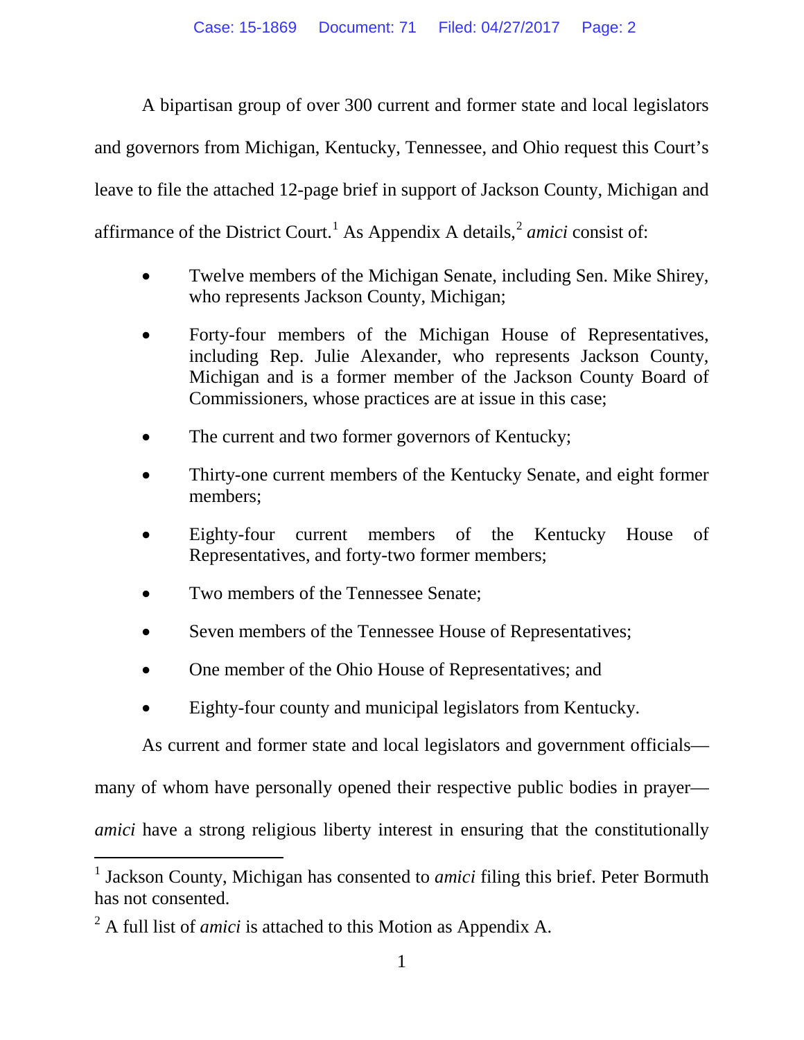A bipartisan group of over 300 current and former state and local legislators and governors from Michigan, Kentucky, Tennessee, and Ohio request this Court's leave to file the attached 12-page brief in support of Jackson County, Michigan and affirmance of the District Court.[1] As Appendix A details,[2] *amici* consist of:

- Twelve members of the Michigan Senate, including Sen. Mike Shirey, who represents Jackson County, Michigan;
- Forty-four members of the Michigan House of Representatives, including Rep. Julie Alexander, who represents Jackson County, Michigan and is a former member of the Jackson County Board of Commissioners, whose practices are at issue in this case;
- The current and two former governors of Kentucky;
- Thirty-one current members of the Kentucky Senate, and eight former members;
- Eighty-four current members of the Kentucky House of Representatives, and forty-two former members;
- Two members of the Tennessee Senate;
- Seven members of the Tennessee House of Representatives;
- One member of the Ohio House of Representatives; and
- Eighty-four county and municipal legislators from Kentucky.

As current and former state and local legislators and government officials—many of whom have personally opened their respective public bodies in prayer—*amici* have a strong religious liberty interest in ensuring that the constitutionally

[1] Jackson County, Michigan has consented to *amici* filing this brief. Peter Bormuth has not consented.

[2] A full list of *amici* is attached to this Motion as Appendix A.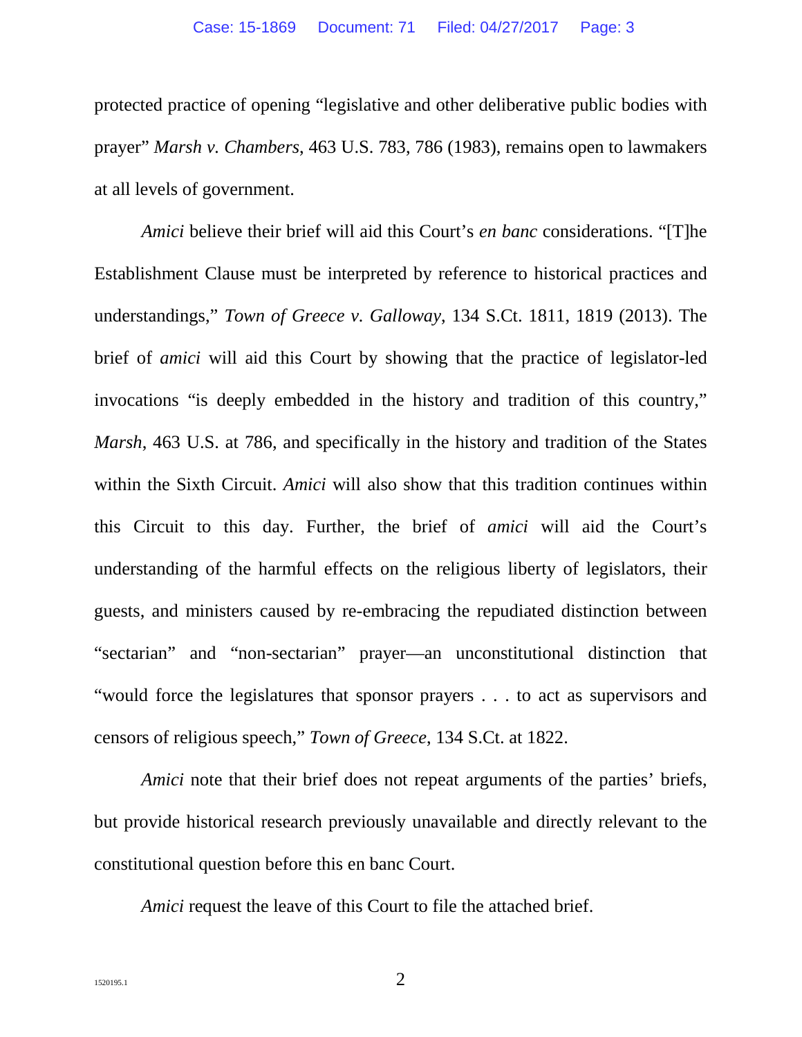protected practice of opening "legislative and other deliberative public bodies with prayer" *Marsh v. Chambers*, 463 U.S. 783, 786 (1983), remains open to lawmakers at all levels of government.

*Amici* believe their brief will aid this Court's *en banc* considerations. "[T]he Establishment Clause must be interpreted by reference to historical practices and understandings," *Town of Greece v. Galloway*, 134 S.Ct. 1811, 1819 (2013). The brief of *amici* will aid this Court by showing that the practice of legislator-led invocations "is deeply embedded in the history and tradition of this country," *Marsh*, 463 U.S. at 786, and specifically in the history and tradition of the States within the Sixth Circuit. *Amici* will also show that this tradition continues within this Circuit to this day. Further, the brief of *amici* will aid the Court's understanding of the harmful effects on the religious liberty of legislators, their guests, and ministers caused by re-embracing the repudiated distinction between "sectarian" and "non-sectarian" prayer—an unconstitutional distinction that "would force the legislatures that sponsor prayers . . . to act as supervisors and censors of religious speech," *Town of Greece*, 134 S.Ct. at 1822.

*Amici* note that their brief does not repeat arguments of the parties' briefs, but provide historical research previously unavailable and directly relevant to the constitutional question before this en banc Court.

*Amici* request the leave of this Court to file the attached brief.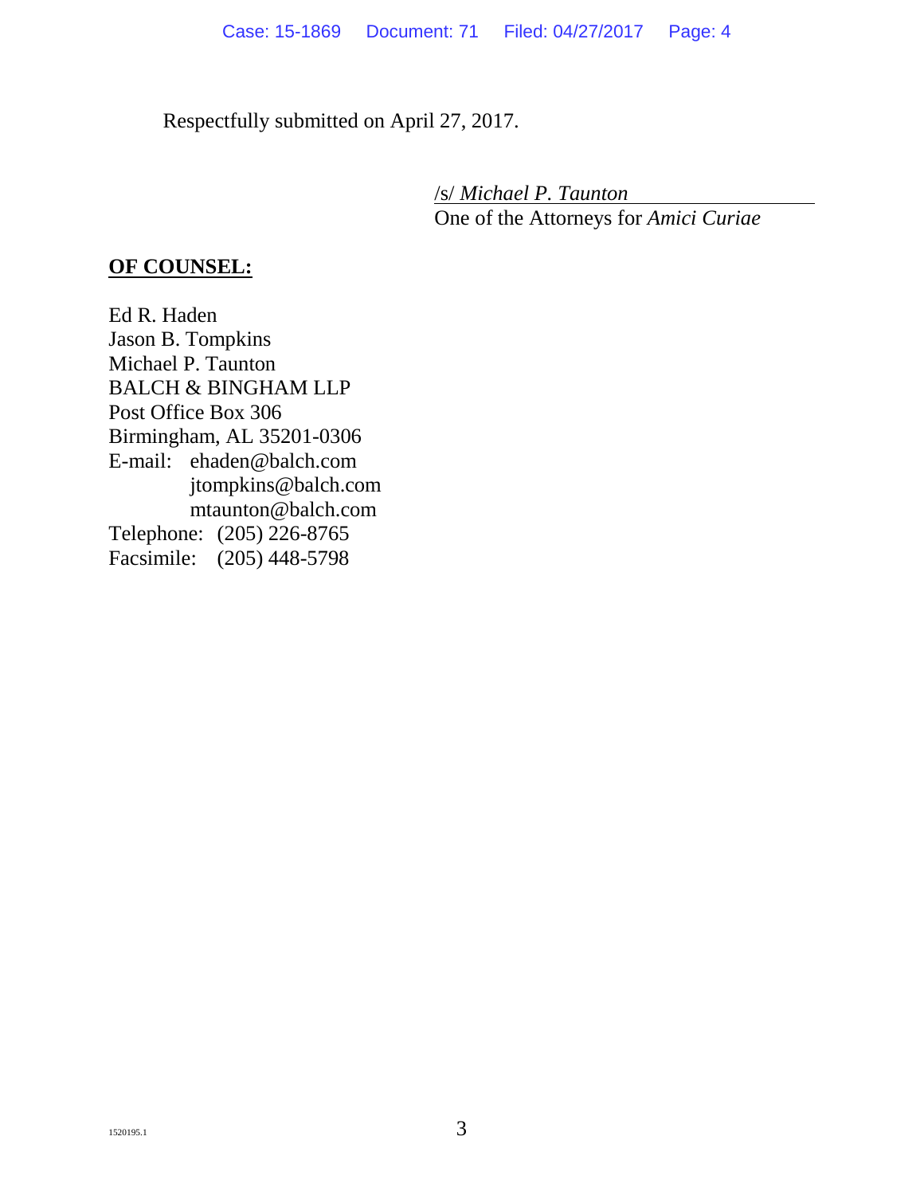Respectfully submitted on April 27, 2017.

/s/ *Michael P. Taunton*
One of the Attorneys for *Amici Curiae*

**OF COUNSEL:**

Ed R. Haden
Jason B. Tompkins
Michael P. Taunton
BALCH & BINGHAM LLP
Post Office Box 306
Birmingham, AL 35201-0306
E-mail: ehaden@balch.com
jtompkins@balch.com
mtaunton@balch.com
Telephone: (205) 226-8765
Facsimile: (205) 448-5798

1520195.1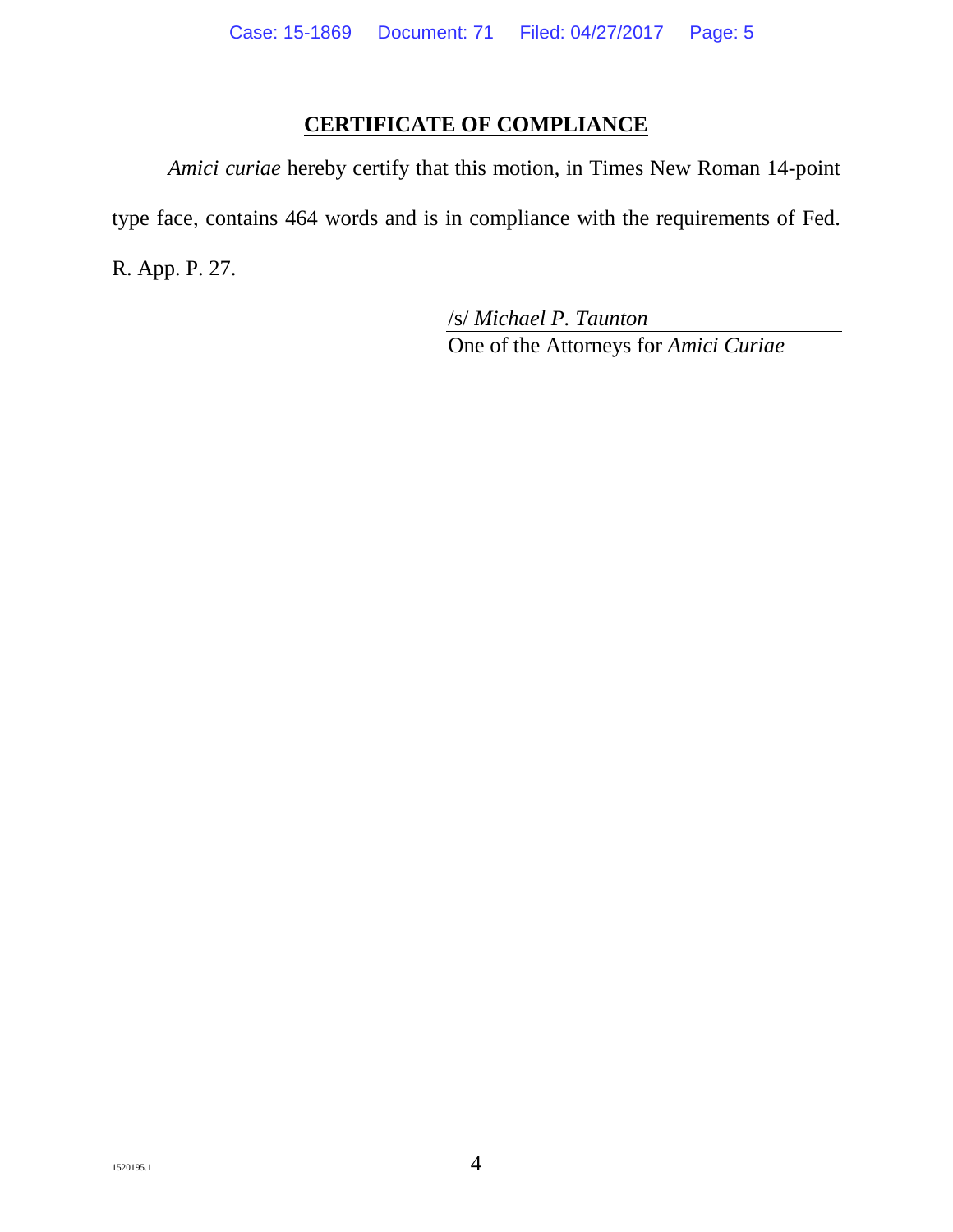## CERTIFICATE OF COMPLIANCE

*Amici curiae* hereby certify that this motion, in Times New Roman 14-point type face, contains 464 words and is in compliance with the requirements of Fed. R. App. P. 27.

/s/ *Michael P. Taunton*
One of the Attorneys for *Amici Curiae*

1520195.1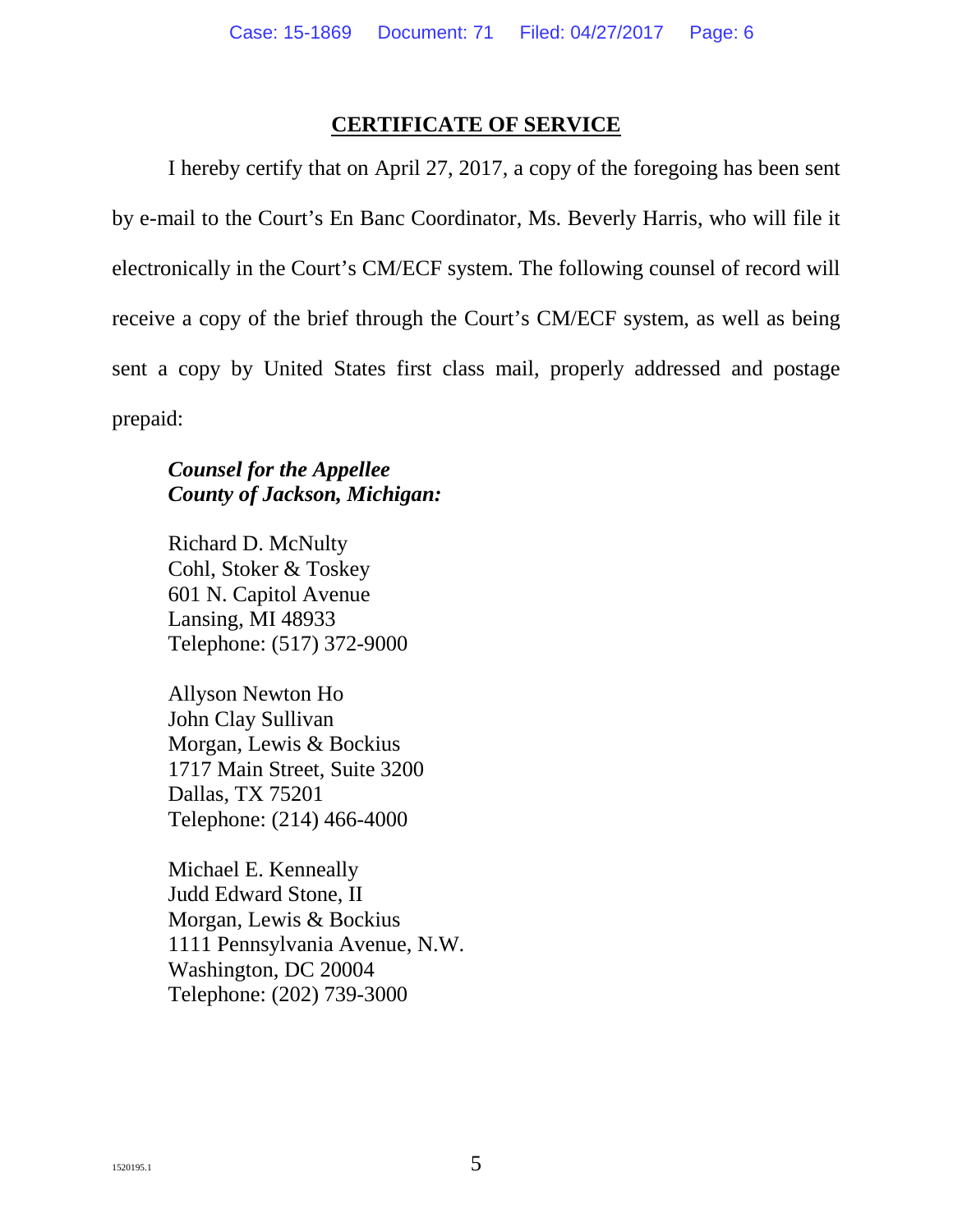## CERTIFICATE OF SERVICE

I hereby certify that on April 27, 2017, a copy of the foregoing has been sent by e-mail to the Court's En Banc Coordinator, Ms. Beverly Harris, who will file it electronically in the Court's CM/ECF system. The following counsel of record will receive a copy of the brief through the Court's CM/ECF system, as well as being sent a copy by United States first class mail, properly addressed and postage prepaid:

***Counsel for the Appellee***
***County of Jackson, Michigan:***

Richard D. McNulty
Cohl, Stoker & Toskey
601 N. Capitol Avenue
Lansing, MI 48933
Telephone: (517) 372-9000

Allyson Newton Ho
John Clay Sullivan
Morgan, Lewis & Bockius
1717 Main Street, Suite 3200
Dallas, TX 75201
Telephone: (214) 466-4000

Michael E. Kenneally
Judd Edward Stone, II
Morgan, Lewis & Bockius
1111 Pennsylvania Avenue, N.W.
Washington, DC 20004
Telephone: (202) 739-3000

1520195.1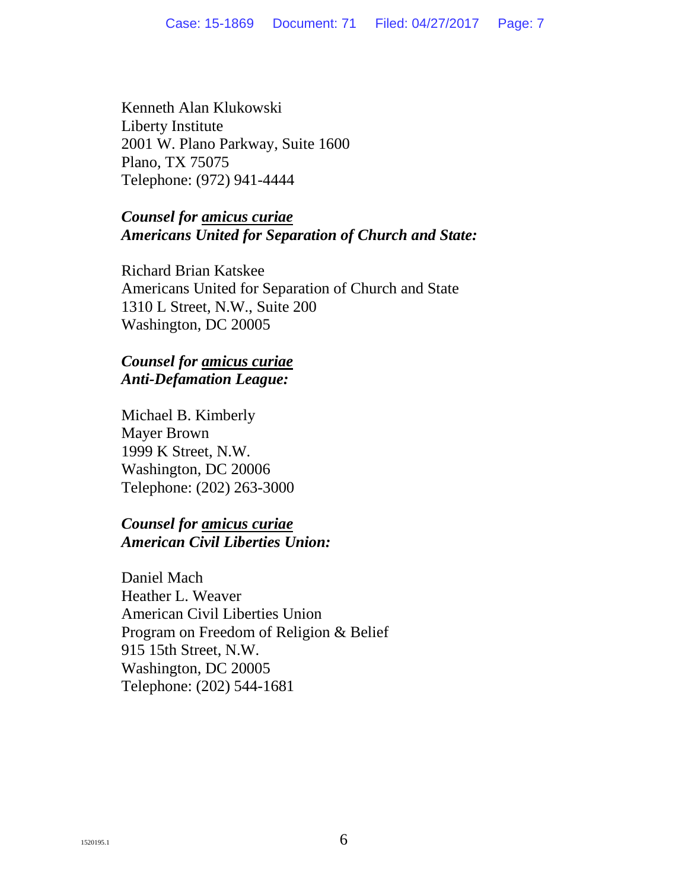Kenneth Alan Klukowski
Liberty Institute
2001 W. Plano Parkway, Suite 1600
Plano, TX 75075
Telephone: (972) 941-4444

***Counsel for amicus curiae***
***Americans United for Separation of Church and State:***

Richard Brian Katskee
Americans United for Separation of Church and State
1310 L Street, N.W., Suite 200
Washington, DC 20005

***Counsel for amicus curiae***
***Anti-Defamation League:***

Michael B. Kimberly
Mayer Brown
1999 K Street, N.W.
Washington, DC 20006
Telephone: (202) 263-3000

***Counsel for amicus curiae***
***American Civil Liberties Union:***

Daniel Mach
Heather L. Weaver
American Civil Liberties Union
Program on Freedom of Religion & Belief
915 15th Street, N.W.
Washington, DC 20005
Telephone: (202) 544-1681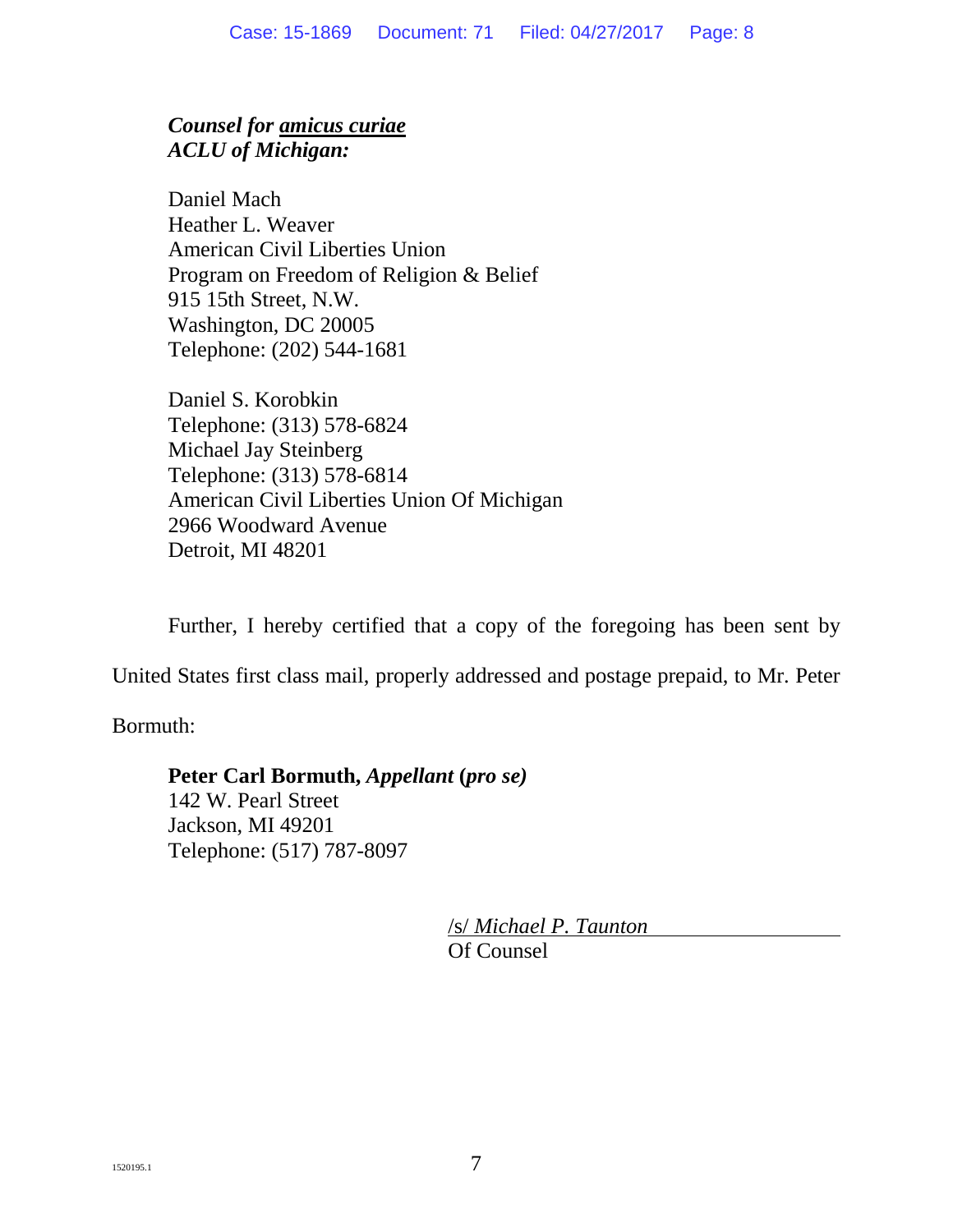***Counsel for amicus curiae***
***ACLU of Michigan:***

Daniel Mach
Heather L. Weaver
American Civil Liberties Union
Program on Freedom of Religion & Belief
915 15th Street, N.W.
Washington, DC 20005
Telephone: (202) 544-1681

Daniel S. Korobkin
Telephone: (313) 578-6824
Michael Jay Steinberg
Telephone: (313) 578-6814
American Civil Liberties Union Of Michigan
2966 Woodward Avenue
Detroit, MI 48201

Further, I hereby certified that a copy of the foregoing has been sent by United States first class mail, properly addressed and postage prepaid, to Mr. Peter Bormuth:

**Peter Carl Bormuth,** ***Appellant*** **(*****pro se*****)**
142 W. Pearl Street
Jackson, MI 49201
Telephone: (517) 787-8097

/s/ *Michael P. Taunton*
Of Counsel

1520195.1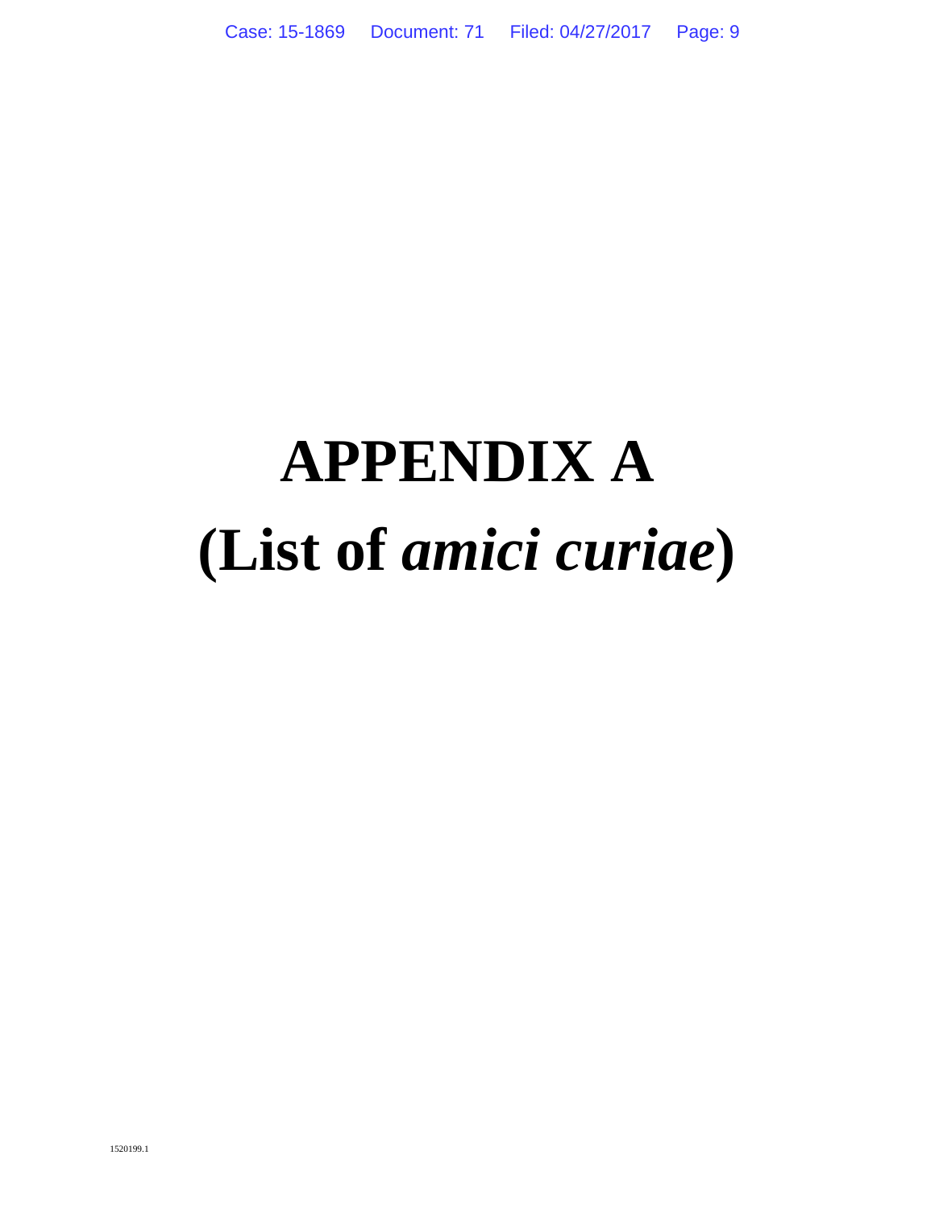# APPENDIX A
# (List of *amici curiae*)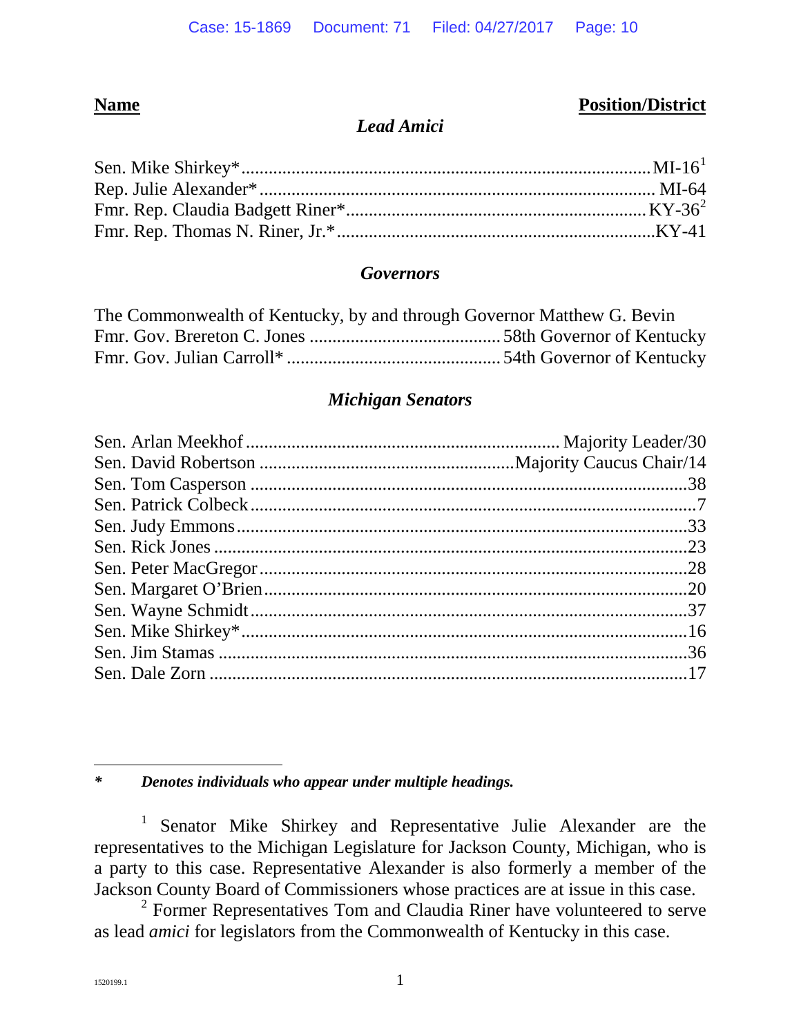| Name | Position/District |
|---|---|
| ***Lead Amici*** | |
| Sen. Mike Shirkey* | MI-16[1] |
| Rep. Julie Alexander* | MI-64 |
| Fmr. Rep. Claudia Badgett Riner* | KY-36[2] |
| Fmr. Rep. Thomas N. Riner, Jr.* | KY-41 |
| ***Governors*** | |
| The Commonwealth of Kentucky, by and through Governor Matthew G. Bevin | |
| Fmr. Gov. Brereton C. Jones | 58th Governor of Kentucky |
| Fmr. Gov. Julian Carroll* | 54th Governor of Kentucky |
| ***Michigan Senators*** | |
| Sen. Arlan Meekhof | Majority Leader/30 |
| Sen. David Robertson | Majority Caucus Chair/14 |
| Sen. Tom Casperson | 38 |
| Sen. Patrick Colbeck | 7 |
| Sen. Judy Emmons | 33 |
| Sen. Rick Jones | 23 |
| Sen. Peter MacGregor | 28 |
| Sen. Margaret O'Brien | 20 |
| Sen. Wayne Schmidt | 37 |
| Sen. Mike Shirkey* | 16 |
| Sen. Jim Stamas | 36 |
| Sen. Dale Zorn | 17 |

***\**** ***Denotes individuals who appear under multiple headings.***

[1] Senator Mike Shirkey and Representative Julie Alexander are the representatives to the Michigan Legislature for Jackson County, Michigan, who is a party to this case. Representative Alexander is also formerly a member of the Jackson County Board of Commissioners whose practices are at issue in this case.

[2] Former Representatives Tom and Claudia Riner have volunteered to serve as lead *amici* for legislators from the Commonwealth of Kentucky in this case.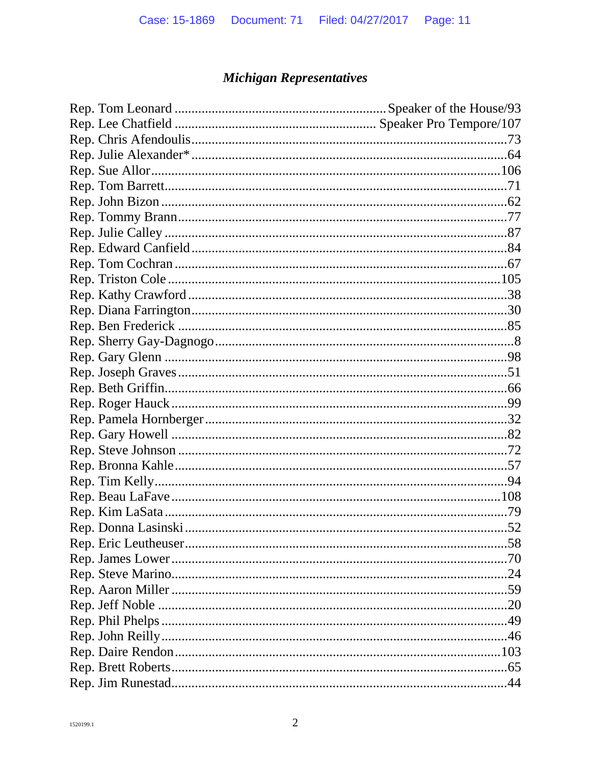### *Michigan Representatives*

Rep. Tom Leonard ............................................................... Speaker of the House/93
Rep. Lee Chatfield ........................................................... Speaker Pro Tempore/107
Rep. Chris Afendoulis.......................................................................................73
Rep. Julie Alexander* .......................................................................................64
Rep. Sue Allor...................................................................................................106
Rep. Tom Barrett...............................................................................................71
Rep. John Bizon ................................................................................................62
Rep. Tommy Brann............................................................................................77
Rep. Julie Calley ................................................................................................87
Rep. Edward Canfield........................................................................................84
Rep. Tom Cochran .............................................................................................67
Rep. Triston Cole ...............................................................................................105
Rep. Kathy Crawford..........................................................................................38
Rep. Diana Farrington........................................................................................30
Rep. Ben Frederick .............................................................................................85
Rep. Sherry Gay-Dagnogo..................................................................................8
Rep. Gary Glenn .................................................................................................98
Rep. Joseph Graves.............................................................................................51
Rep. Beth Griffin.................................................................................................66
Rep. Roger Hauck ...............................................................................................99
Rep. Pamela Hornberger.....................................................................................32
Rep. Gary Howell ...............................................................................................82
Rep. Steve Johnson ............................................................................................72
Rep. Bronna Kahle...............................................................................................57
Rep. Tim Kelly.....................................................................................................94
Rep. Beau LaFave ..............................................................................................108
Rep. Kim LaSata .................................................................................................79
Rep. Donna Lasinski ...........................................................................................52
Rep. Eric Leutheuser...........................................................................................58
Rep. James Lower ...............................................................................................70
Rep. Steve Marino...............................................................................................24
Rep. Aaron Miller ................................................................................................59
Rep. Jeff Noble ...................................................................................................20
Rep. Phil Phelps ..................................................................................................49
Rep. John Reilly...................................................................................................46
Rep. Daire Rendon ..............................................................................................103
Rep. Brett Roberts................................................................................................65
Rep. Jim Runestad................................................................................................44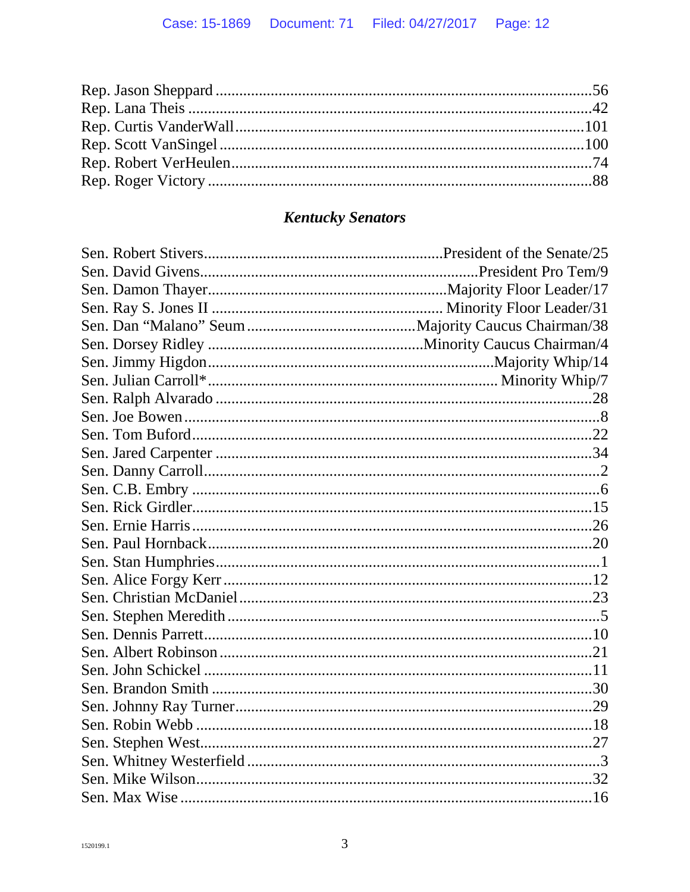Rep. Jason Sheppard ..............................................................................................56
Rep. Lana Theis ....................................................................................................42
Rep. Curtis VanderWall.......................................................................................101
Rep. Scott VanSingel ...........................................................................................100
Rep. Robert VerHeulen..........................................................................................74
Rep. Roger Victory ................................................................................................88

### *Kentucky Senators*

Sen. Robert Stivers............................................................President of the Senate/25
Sen. David Givens.....................................................................President Pro Tem/9
Sen. Damon Thayer.............................................................Majority Floor Leader/17
Sen. Ray S. Jones II ........................................................... Minority Floor Leader/31
Sen. Dan "Malano" Seum .........................................Majority Caucus Chairman/38
Sen. Dorsey Ridley .....................................................Minority Caucus Chairman/4
Sen. Jimmy Higdon.......................................................................Majority Whip/14
Sen. Julian Carroll*....................................................................... Minority Whip/7
Sen. Ralph Alvarado ...............................................................................................28
Sen. Joe Bowen ........................................................................................................8
Sen. Tom Buford.....................................................................................................22
Sen. Jared Carpenter ..............................................................................................34
Sen. Danny Carroll...................................................................................................2
Sen. C.B. Embry .......................................................................................................6
Sen. Rick Girdler.....................................................................................................15
Sen. Ernie Harris ....................................................................................................26
Sen. Paul Hornback.................................................................................................20
Sen. Stan Humphries.................................................................................................1
Sen. Alice Forgy Kerr .............................................................................................12
Sen. Christian McDaniel .........................................................................................23
Sen. Stephen Meredith ..............................................................................................5
Sen. Dennis Parrett..................................................................................................10
Sen. Albert Robinson ..............................................................................................21
Sen. John Schickel ..................................................................................................11
Sen. Brandon Smith ................................................................................................30
Sen. Johnny Ray Turner..........................................................................................29
Sen. Robin Webb ....................................................................................................18
Sen. Stephen West...................................................................................................27
Sen. Whitney Westerfield ..........................................................................................3
Sen. Mike Wilson....................................................................................................32
Sen. Max Wise ........................................................................................................16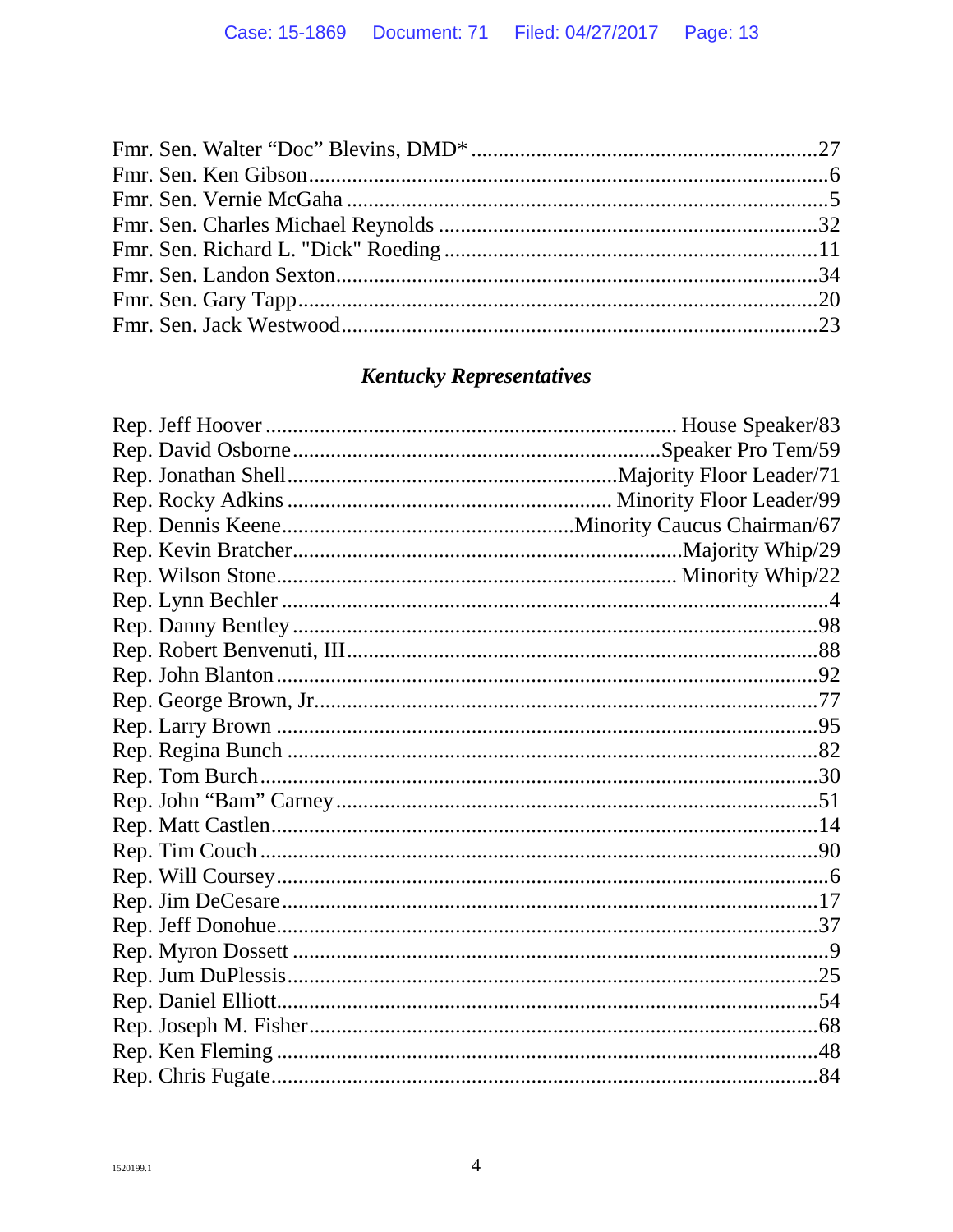Fmr. Sen. Walter “Doc” Blevins, DMD* ........................................................................27
Fmr. Sen. Ken Gibson.........................................................................................................6
Fmr. Sen. Vernie McGaha ....................................................................................................5
Fmr. Sen. Charles Michael Reynolds ..................................................................................32
Fmr. Sen. Richard L. "Dick" Roeding .................................................................................11
Fmr. Sen. Landon Sexton....................................................................................................34
Fmr. Sen. Gary Tapp...........................................................................................................20
Fmr. Sen. Jack Westwood....................................................................................................23

### *Kentucky Representatives*

Rep. Jeff Hoover ........................................................................ House Speaker/83
Rep. David Osborne.................................................................Speaker Pro Tem/59
Rep. Jonathan Shell...........................................................Majority Floor Leader/71
Rep. Rocky Adkins .......................................................... Minority Floor Leader/99
Rep. Dennis Keene.....................................................Minority Caucus Chairman/67
Rep. Kevin Bratcher...................................................................Majority Whip/29
Rep. Wilson Stone....................................................................... Minority Whip/22
Rep. Lynn Bechler .................................................................................................4
Rep. Danny Bentley ............................................................................................98
Rep. Robert Benvenuti, III..................................................................................88
Rep. John Blanton ...............................................................................................92
Rep. George Brown, Jr.........................................................................................77
Rep. Larry Brown ...............................................................................................95
Rep. Regina Bunch .............................................................................................82
Rep. Tom Burch...................................................................................................30
Rep. John “Bam” Carney ....................................................................................51
Rep. Matt Castlen................................................................................................14
Rep. Tim Couch ...................................................................................................90
Rep. Will Coursey..................................................................................................6
Rep. Jim DeCesare...............................................................................................17
Rep. Jeff Donohue................................................................................................37
Rep. Myron Dossett ...............................................................................................9
Rep. Jum DuPlessis..............................................................................................25
Rep. Daniel Elliott................................................................................................54
Rep. Joseph M. Fisher..........................................................................................68
Rep. Ken Fleming ................................................................................................48
Rep. Chris Fugate.................................................................................................84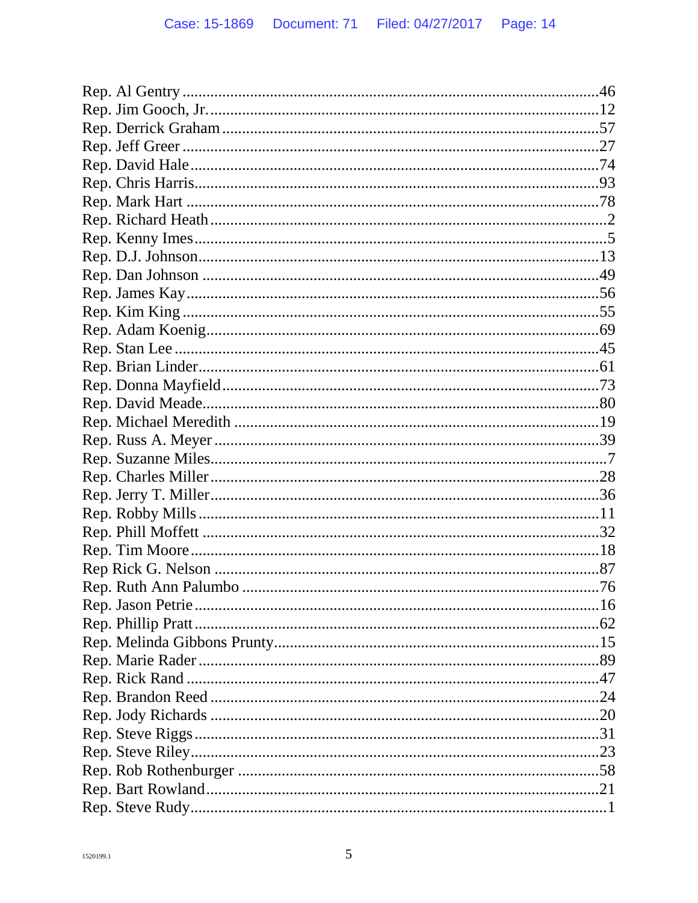Rep. Al Gentry ........................................................................................................46
Rep. Jim Gooch, Jr. ................................................................................................12
Rep. Derrick Graham ..............................................................................................57
Rep. Jeff Greer ........................................................................................................27
Rep. David Hale ......................................................................................................74
Rep. Chris Harris.....................................................................................................93
Rep. Mark Hart .......................................................................................................78
Rep. Richard Heath ...................................................................................................2
Rep. Kenny Imes .......................................................................................................5
Rep. D.J. Johnson....................................................................................................13
Rep. Dan Johnson ...................................................................................................49
Rep. James Kay.......................................................................................................56
Rep. Kim King ........................................................................................................55
Rep. Adam Koenig..................................................................................................69
Rep. Stan Lee .........................................................................................................45
Rep. Brian Linder....................................................................................................61
Rep. Donna Mayfield ..............................................................................................73
Rep. David Meade...................................................................................................80
Rep. Michael Meredith ...........................................................................................19
Rep. Russ A. Meyer ................................................................................................39
Rep. Suzanne Miles...................................................................................................7
Rep. Charles Miller .................................................................................................28
Rep. Jerry T. Miller.................................................................................................36
Rep. Robby Mills ....................................................................................................11
Rep. Phill Moffett ...................................................................................................32
Rep. Tim Moore ......................................................................................................18
Rep Rick G. Nelson ................................................................................................87
Rep. Ruth Ann Palumbo .........................................................................................76
Rep. Jason Petrie .....................................................................................................16
Rep. Phillip Pratt .....................................................................................................62
Rep. Melinda Gibbons Prunty.................................................................................15
Rep. Marie Rader ....................................................................................................89
Rep. Rick Rand .......................................................................................................47
Rep. Brandon Reed .................................................................................................24
Rep. Jody Richards .................................................................................................20
Rep. Steve Riggs .....................................................................................................31
Rep. Steve Riley......................................................................................................23
Rep. Rob Rothenburger ..........................................................................................58
Rep. Bart Rowland..................................................................................................21
Rep. Steve Rudy........................................................................................................1

1520199.1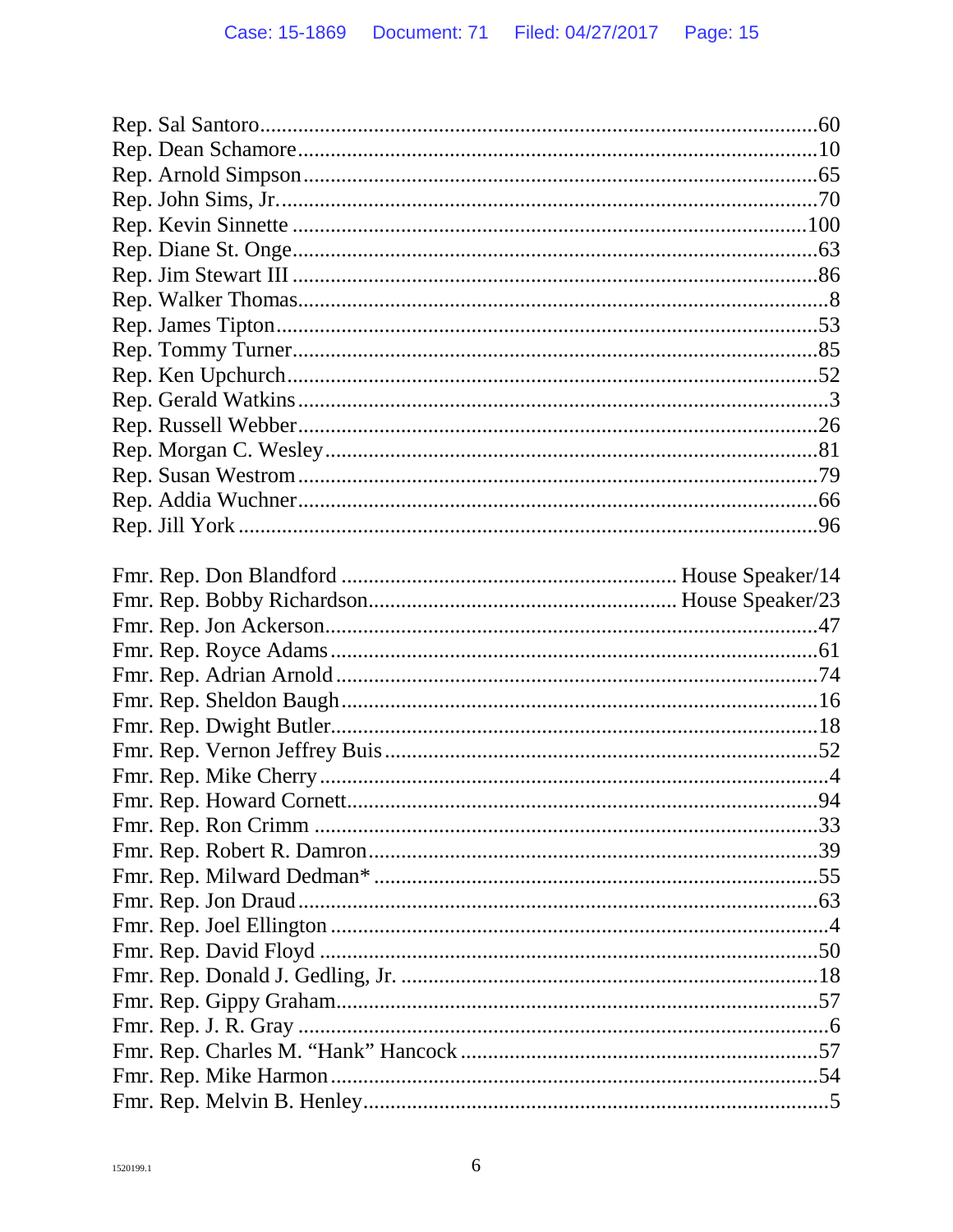Rep. Sal Santoro.......................................................................................................60
Rep. Dean Schamore...................................................................................................10
Rep. Arnold Simpson..................................................................................................65
Rep. John Sims, Jr.......................................................................................................70
Rep. Kevin Sinnette ..................................................................................................100
Rep. Diane St. Onge....................................................................................................63
Rep. Jim Stewart III ....................................................................................................86
Rep. Walker Thomas......................................................................................................8
Rep. James Tipton.......................................................................................................53
Rep. Tommy Turner.....................................................................................................85
Rep. Ken Upchurch......................................................................................................52
Rep. Gerald Watkins......................................................................................................3
Rep. Russell Webber....................................................................................................26
Rep. Morgan C. Wesley...............................................................................................81
Rep. Susan Westrom....................................................................................................79
Rep. Addia Wuchner....................................................................................................66
Rep. Jill York ..............................................................................................................96

Fmr. Rep. Don Blandford ................................................................. House Speaker/14
Fmr. Rep. Bobby Richardson............................................................. House Speaker/23
Fmr. Rep. Jon Ackerson...............................................................................................47
Fmr. Rep. Royce Adams ..............................................................................................61
Fmr. Rep. Adrian Arnold .............................................................................................74
Fmr. Rep. Sheldon Baugh.............................................................................................16
Fmr. Rep. Dwight Butler..............................................................................................18
Fmr. Rep. Vernon Jeffrey Buis ....................................................................................52
Fmr. Rep. Mike Cherry ..................................................................................................4
Fmr. Rep. Howard Cornett...........................................................................................94
Fmr. Rep. Ron Crimm .................................................................................................33
Fmr. Rep. Robert R. Damron.......................................................................................39
Fmr. Rep. Milward Dedman* ......................................................................................55
Fmr. Rep. Jon Draud ....................................................................................................63
Fmr. Rep. Joel Ellington ................................................................................................4
Fmr. Rep. David Floyd ................................................................................................50
Fmr. Rep. Donald J. Gedling, Jr. .................................................................................18
Fmr. Rep. Gippy Graham.............................................................................................57
Fmr. Rep. J. R. Gray ......................................................................................................6
Fmr. Rep. Charles M. "Hank" Hancock ......................................................................57
Fmr. Rep. Mike Harmon ..............................................................................................54
Fmr. Rep. Melvin B. Henley..........................................................................................5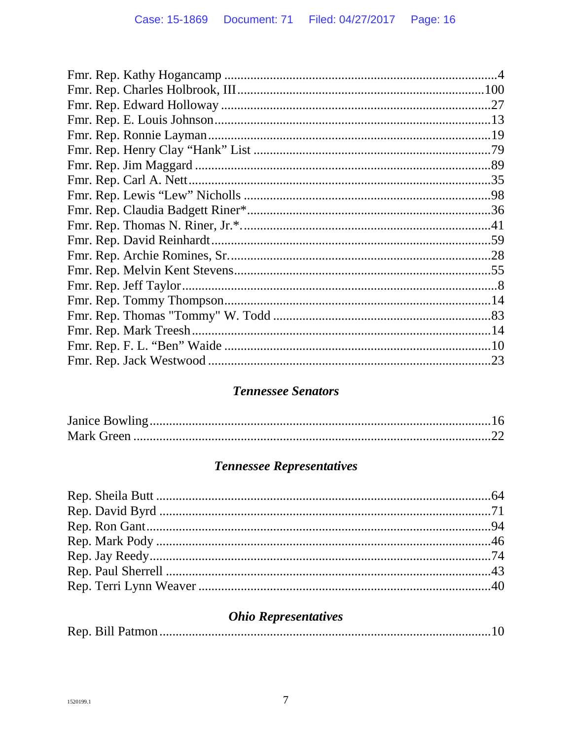Fmr. Rep. Kathy Hogancamp .....................................................................................4
Fmr. Rep. Charles Holbrook, III..............................................................................100
Fmr. Rep. Edward Holloway ...................................................................................27
Fmr. Rep. E. Louis Johnson.....................................................................................13
Fmr. Rep. Ronnie Layman.......................................................................................19
Fmr. Rep. Henry Clay "Hank" List ..........................................................................79
Fmr. Rep. Jim Maggard ...........................................................................................89
Fmr. Rep. Carl A. Nett.............................................................................................35
Fmr. Rep. Lewis "Lew" Nicholls .............................................................................98
Fmr. Rep. Claudia Badgett Riner*............................................................................36
Fmr. Rep. Thomas N. Riner, Jr.*.............................................................................41
Fmr. Rep. David Reinhardt.......................................................................................59
Fmr. Rep. Archie Romines, Sr. .................................................................................28
Fmr. Rep. Melvin Kent Stevens................................................................................55
Fmr. Rep. Jeff Taylor..................................................................................................8
Fmr. Rep. Tommy Thompson...................................................................................14
Fmr. Rep. Thomas "Tommy" W. Todd ....................................................................83
Fmr. Rep. Mark Treesh.............................................................................................14
Fmr. Rep. F. L. "Ben" Waide ...................................................................................10
Fmr. Rep. Jack Westwood ........................................................................................23

### *Tennessee Senators*

Janice Bowling..........................................................................................................16
Mark Green ...............................................................................................................22

### *Tennessee Representatives*

Rep. Sheila Butt ........................................................................................................64
Rep. David Byrd .......................................................................................................71
Rep. Ron Gant...........................................................................................................94
Rep. Mark Pody ........................................................................................................46
Rep. Jay Reedy..........................................................................................................74
Rep. Paul Sherrell .....................................................................................................43
Rep. Terri Lynn Weaver ............................................................................................40

### *Ohio Representatives*

Rep. Bill Patmon.......................................................................................................10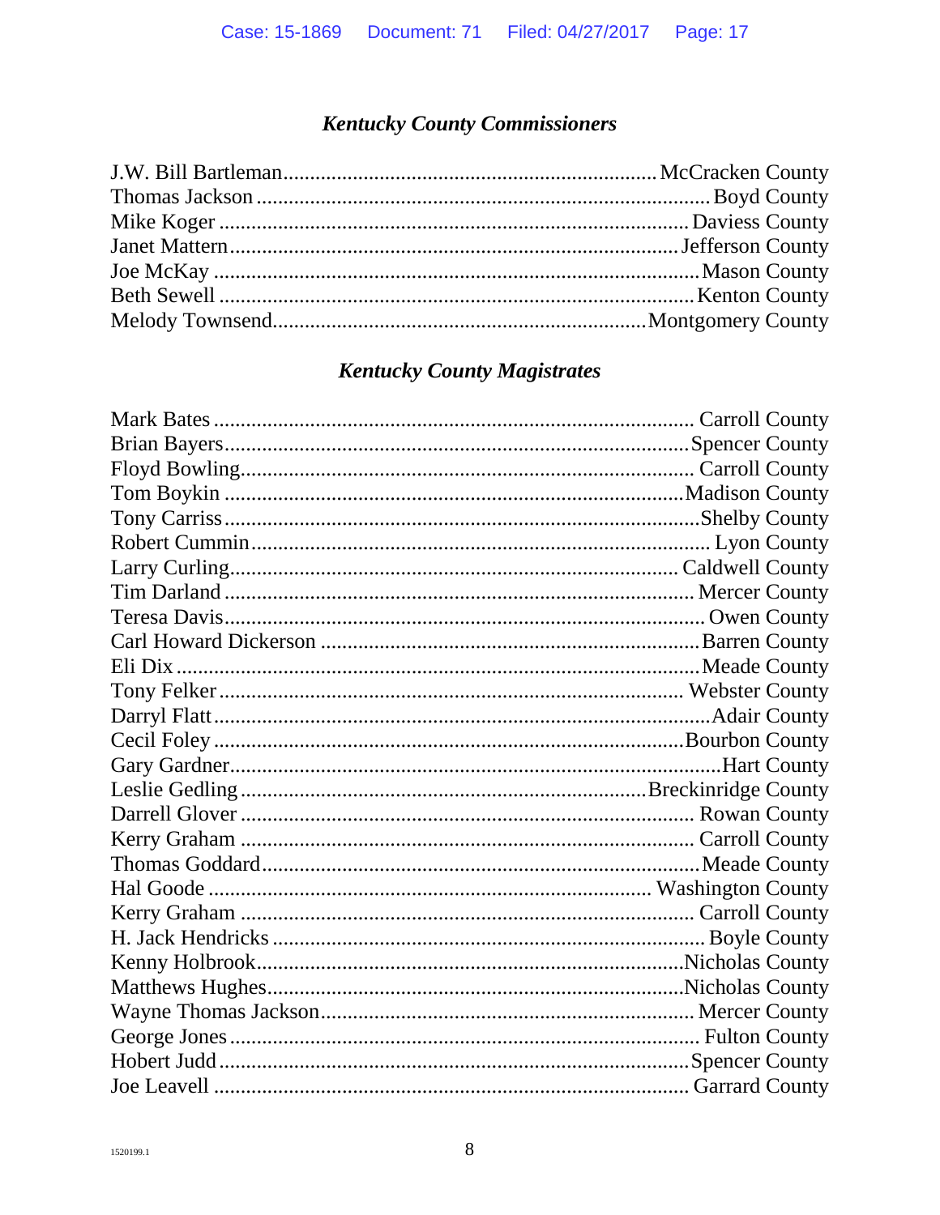### *Kentucky County Commissioners*

J.W. Bill Bartleman........................................................................ McCracken County
Thomas Jackson .................................................................................. Boyd County
Mike Koger ...................................................................................... Daviess County
Janet Mattern.................................................................................. Jefferson County
Joe McKay ........................................................................................ Mason County
Beth Sewell ...................................................................................... Kenton County
Melody Townsend........................................................................ Montgomery County

### *Kentucky County Magistrates*

Mark Bates ....................................................................................... Carroll County
Brian Bayers ..................................................................................... Spencer County
Floyd Bowling ................................................................................... Carroll County
Tom Boykin ..................................................................................... Madison County
Tony Carriss ...................................................................................... Shelby County
Robert Cummin .................................................................................... Lyon County
Larry Curling .................................................................................. Caldwell County
Tim Darland ...................................................................................... Mercer County
Teresa Davis ........................................................................................ Owen County
Carl Howard Dickerson ...................................................................... Barren County
Eli Dix ................................................................................................ Meade County
Tony Felker ..................................................................................... Webster County
Darryl Flatt ......................................................................................... Adair County
Cecil Foley ...................................................................................... Bourbon County
Gary Gardner ......................................................................................... Hart County
Leslie Gedling ............................................................................ Breckinridge County
Darrell Glover ...................................................................................... Rowan County
Kerry Graham .................................................................................... Carroll County
Thomas Goddard ................................................................................. Meade County
Hal Goode ................................................................................ Washington County
Kerry Graham .................................................................................... Carroll County
H. Jack Hendricks ................................................................................ Boyle County
Kenny Holbrook ............................................................................... Nicholas County
Matthews Hughes ............................................................................. Nicholas County
Wayne Thomas Jackson ..................................................................... Mercer County
George Jones ...................................................................................... Fulton County
Hobert Judd ...................................................................................... Spencer County
Joe Leavell ....................................................................................... Garrard County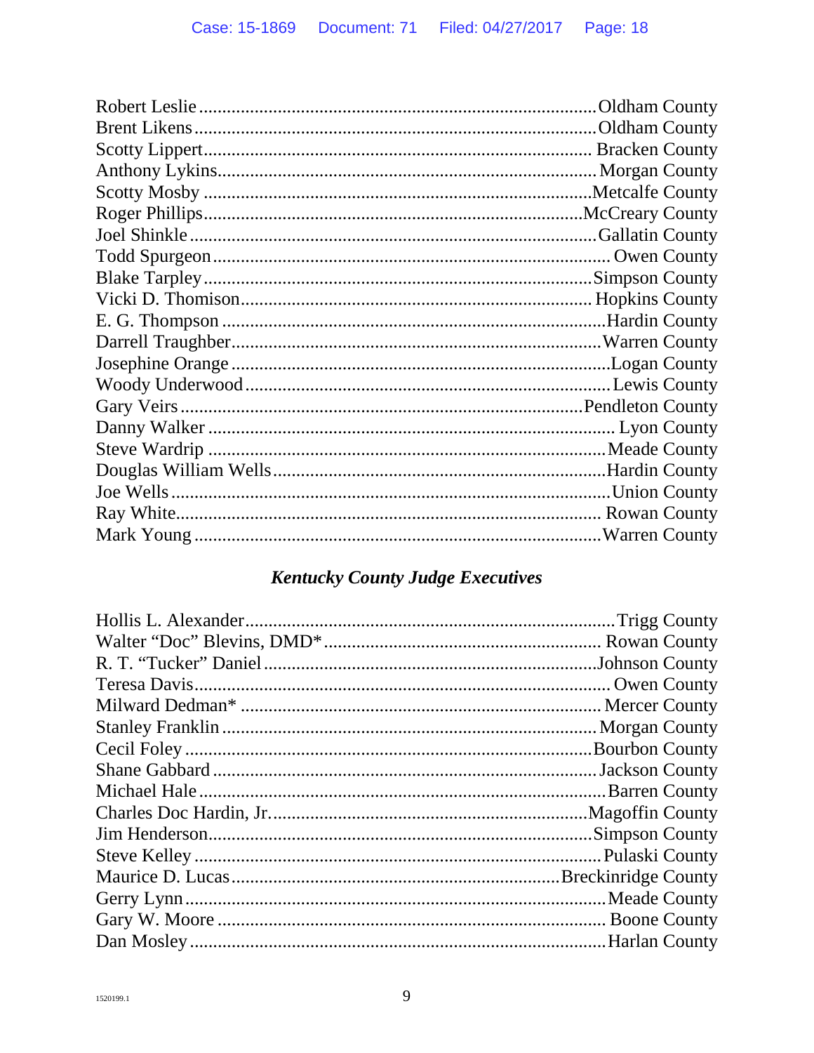Robert Leslie .................................................................................... Oldham County
Brent Likens ...................................................................................... Oldham County
Scotty Lippert .................................................................................... Bracken County
Anthony Lykins .................................................................................. Morgan County
Scotty Mosby ..................................................................................... Metcalfe County
Roger Phillips .................................................................................... McCreary County
Joel Shinkle ....................................................................................... Gallatin County
Todd Spurgeon .................................................................................... Owen County
Blake Tarpley ..................................................................................... Simpson County
Vicki D. Thomison .............................................................................. Hopkins County
E. G. Thompson .................................................................................. Hardin County
Darrell Traughber ............................................................................... Warren County
Josephine Orange ................................................................................ Logan County
Woody Underwood .............................................................................. Lewis County
Gary Veirs .......................................................................................... Pendleton County
Danny Walker ..................................................................................... Lyon County
Steve Wardrip ..................................................................................... Meade County
Douglas William Wells ........................................................................ Hardin County
Joe Wells ............................................................................................ Union County
Ray White ........................................................................................... Rowan County
Mark Young ........................................................................................ Warren County

### *Kentucky County Judge Executives*

Hollis L. Alexander ............................................................................. Trigg County
Walter "Doc" Blevins, DMD* ............................................................... Rowan County
R. T. "Tucker" Daniel .......................................................................... Johnson County
Teresa Davis ....................................................................................... Owen County
Milward Dedman* ............................................................................... Mercer County
Stanley Franklin .................................................................................. Morgan County
Cecil Foley ......................................................................................... Bourbon County
Shane Gabbard .................................................................................... Jackson County
Michael Hale ....................................................................................... Barren County
Charles Doc Hardin, Jr. ........................................................................ Magoffin County
Jim Henderson ..................................................................................... Simpson County
Steve Kelley ........................................................................................ Pulaski County
Maurice D. Lucas ................................................................................. Breckinridge County
Gerry Lynn .......................................................................................... Meade County
Gary W. Moore .................................................................................... Boone County
Dan Mosley ......................................................................................... Harlan County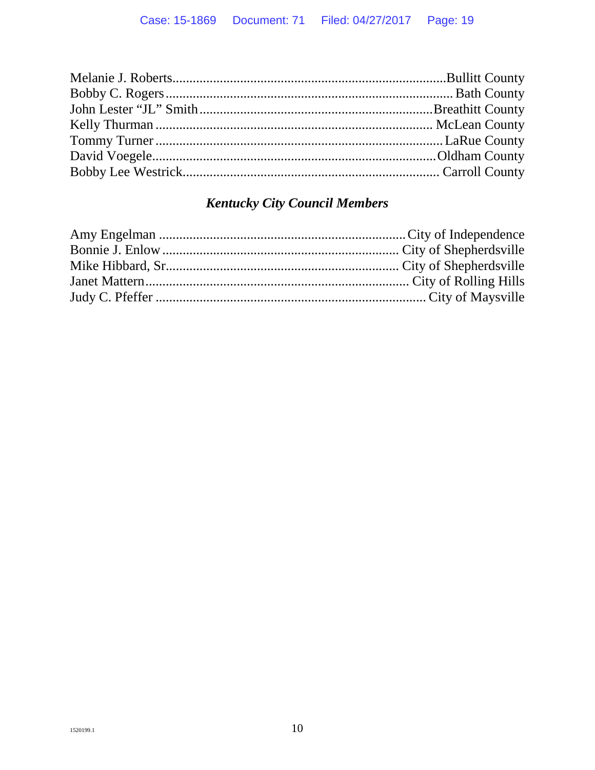Melanie J. Roberts................................................................................Bullitt County
Bobby C. Rogers.................................................................................... Bath County
John Lester "JL" Smith....................................................................Breathitt County
Kelly Thurman ................................................................................ McLean County
Tommy Turner ......................................................................................LaRue County
David Voegele....................................................................................Oldham County
Bobby Lee Westrick........................................................................... Carroll County

### *Kentucky City Council Members*

Amy Engelman ........................................................................City of Independence
Bonnie J. Enlow .................................................................... City of Shepherdsville
Mike Hibbard, Sr.................................................................... City of Shepherdsville
Janet Mattern............................................................................ City of Rolling Hills
Judy C. Pfeffer ............................................................................... City of Maysville

1520199.1